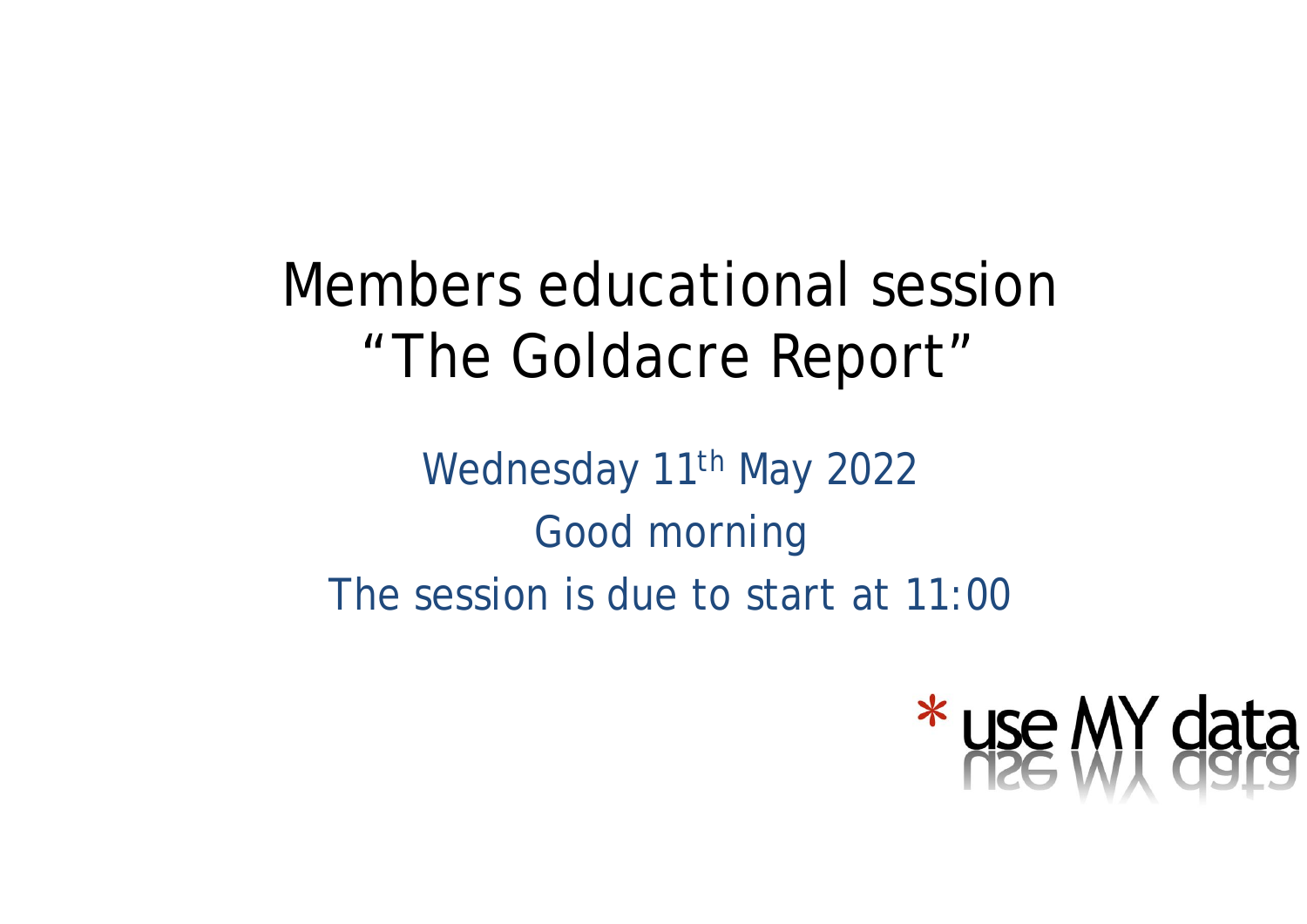# Members educational session
# "The Goldacre Report"

Wednesday 11th May 2022

Good morning

The session is due to start at 11:00

*use MY data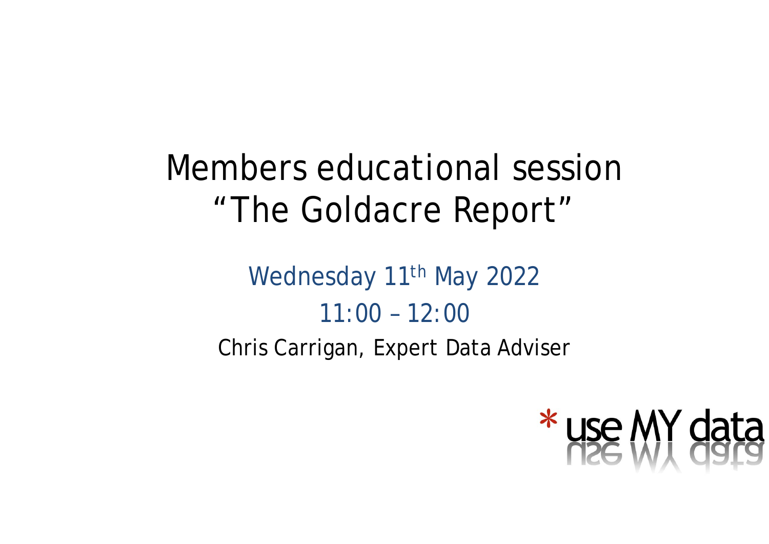# Members educational session "The Goldacre Report"

Wednesday 11th May 2022

11:00 – 12:00

Chris Carrigan, Expert Data Adviser

* use MY data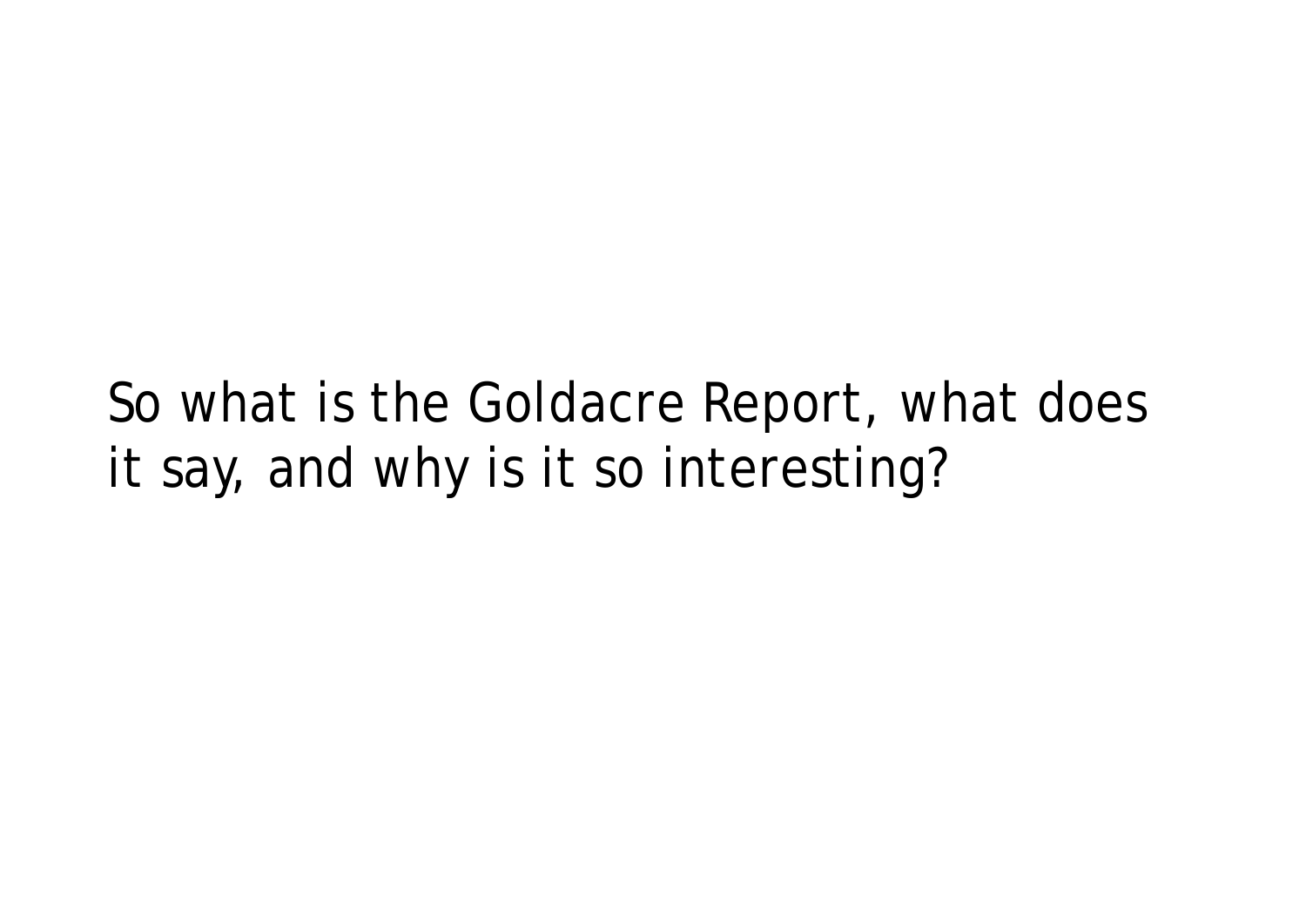So what is the Goldacre Report, what does it say, and why is it so interesting?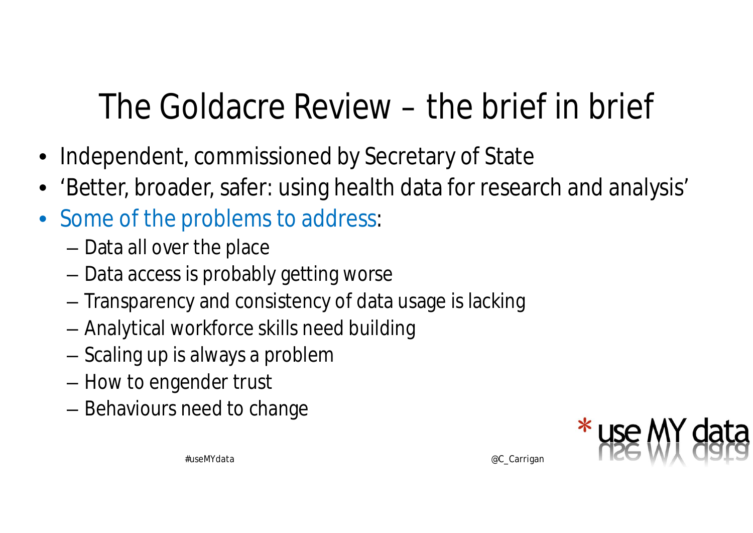# The Goldacre Review – the brief in brief

- Independent, commissioned by Secretary of State
- 'Better, broader, safer: using health data for research and analysis'
- Some of the problems to address:
  - Data all over the place
  - Data access is probably getting worse
  - Transparency and consistency of data usage is lacking
  - Analytical workforce skills need building
  - Scaling up is always a problem
  - How to engender trust
  - Behaviours need to change

#useMYdata

@C_Carrigan

* use MY data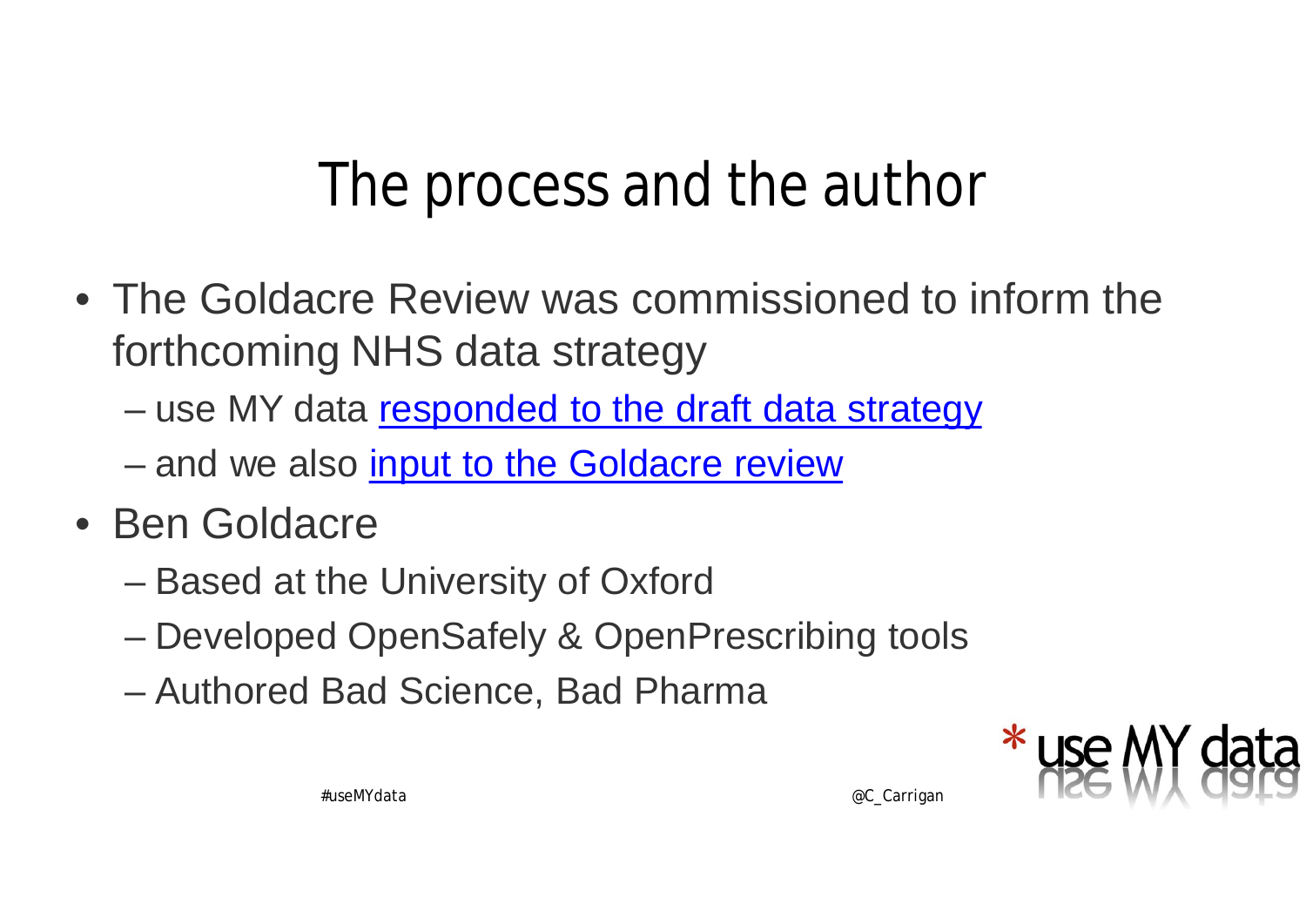# The process and the author

- The Goldacre Review was commissioned to inform the forthcoming NHS data strategy
  - use MY data responded to the draft data strategy
  - and we also input to the Goldacre review
- Ben Goldacre
  - Based at the University of Oxford
  - Developed OpenSafely & OpenPrescribing tools
  - Authored Bad Science, Bad Pharma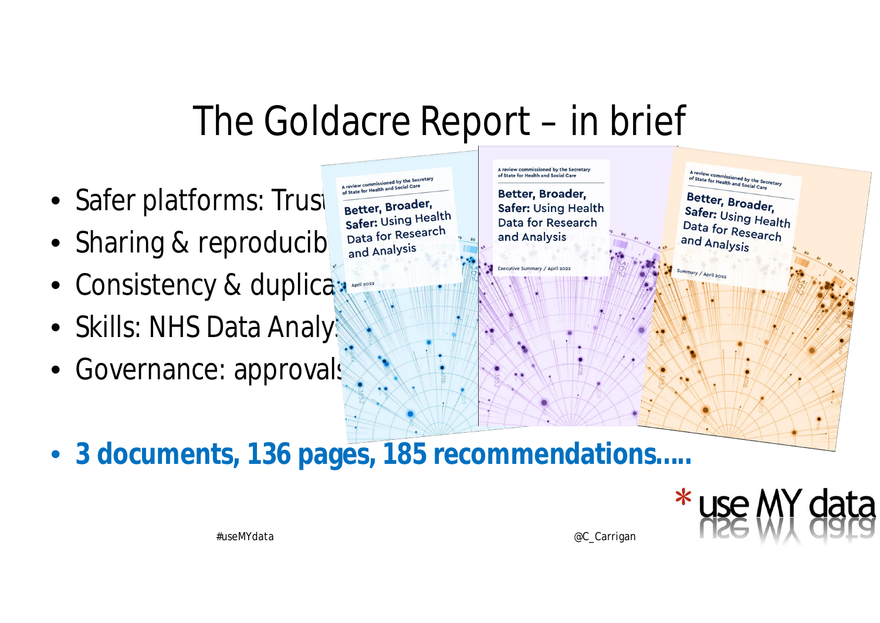# The Goldacre Report – in brief

- Safer platforms: Trus
- Sharing & reproducib
- Consistency & duplica
- Skills: NHS Data Analy
- Governance: approvals

A review commissioned by the Secretary of State for Health and Social Care

**Better, Broader, Safer:** Using Health Data for Research and Analysis

April 2022

A review commissioned by the Secretary of State for Health and Social Care

**Better, Broader, Safer:** Using Health Data for Research and Analysis

Executive Summary / April 2022

A review commissioned by the Secretary of State for Health and Social Care

**Better, Broader, Safer:** Using Health Data for Research and Analysis

Summary / April 2022

- **3 documents, 136 pages, 185 recommendations.....**

#useMYdata

@C_Carrigan

* use MY data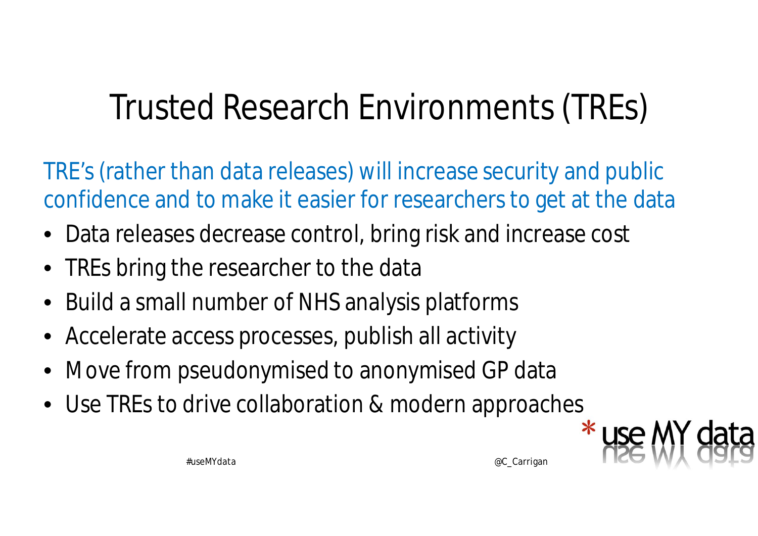# Trusted Research Environments (TREs)

TRE's (rather than data releases) will increase security and public confidence and to make it easier for researchers to get at the data

- Data releases decrease control, bring risk and increase cost
- TREs bring the researcher to the data
- Build a small number of NHS analysis platforms
- Accelerate access processes, publish all activity
- Move from pseudonymised to anonymised GP data
- Use TREs to drive collaboration & modern approaches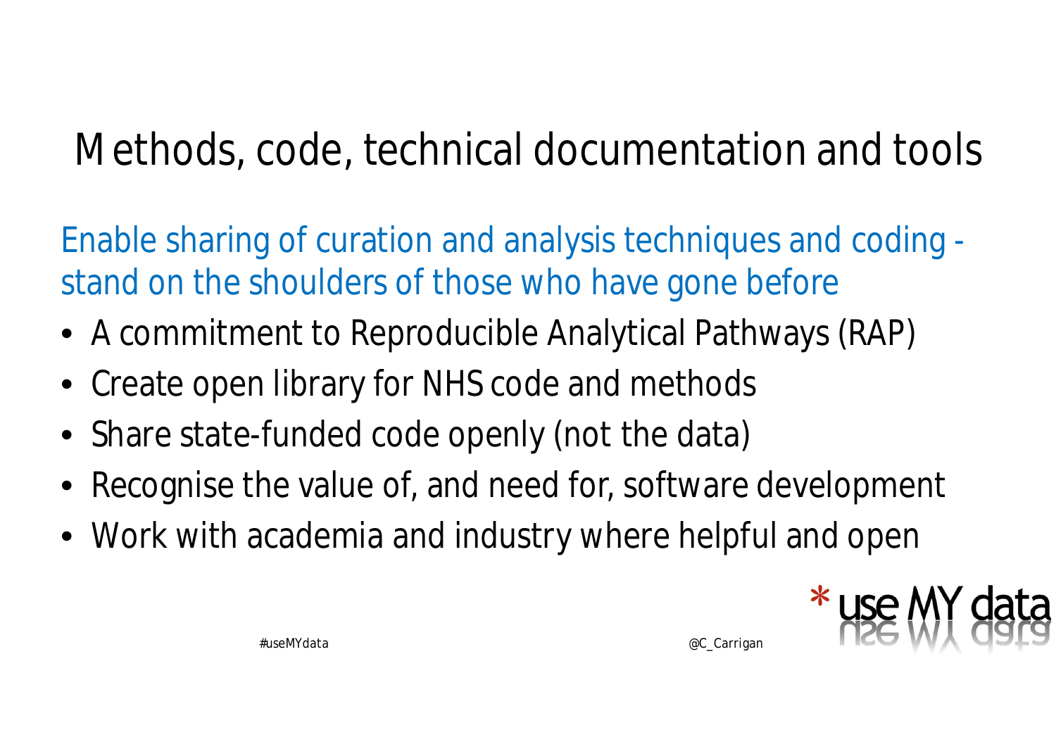# Methods, code, technical documentation and tools

Enable sharing of curation and analysis techniques and coding - stand on the shoulders of those who have gone before

- A commitment to Reproducible Analytical Pathways (RAP)
- Create open library for NHS code and methods
- Share state-funded code openly (not the data)
- Recognise the value of, and need for, software development
- Work with academia and industry where helpful and open

#useMYdata

@C_Carrigan

* use MY data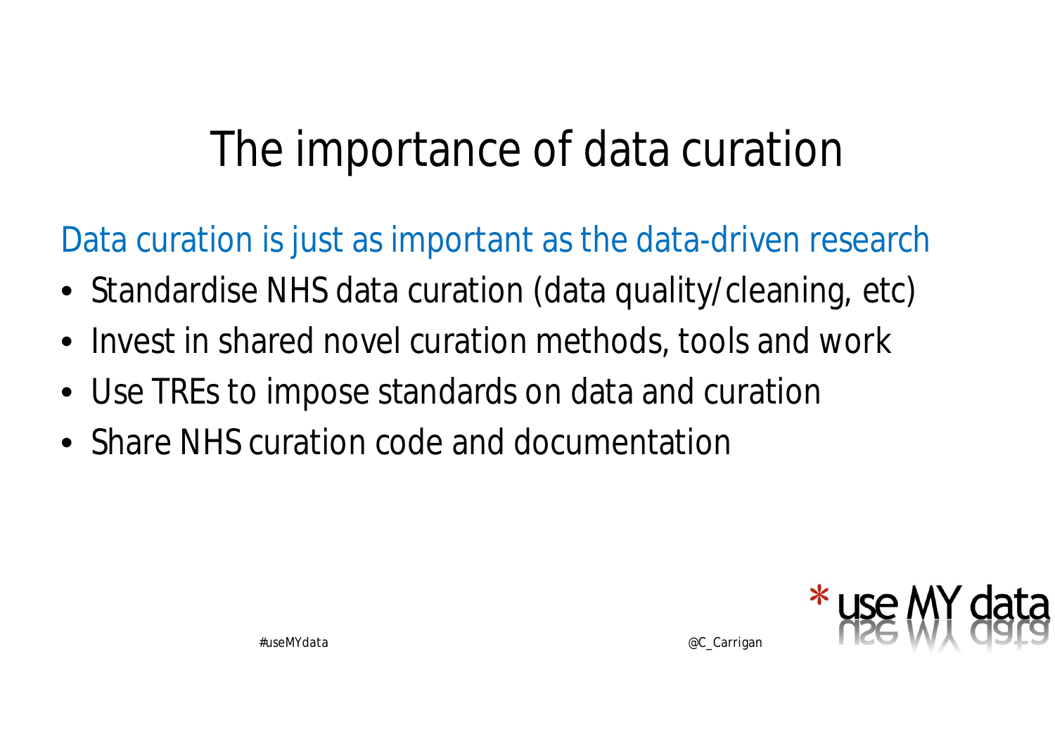# The importance of data curation

Data curation is just as important as the data-driven research

- Standardise NHS data curation (data quality/cleaning, etc)
- Invest in shared novel curation methods, tools and work
- Use TREs to impose standards on data and curation
- Share NHS curation code and documentation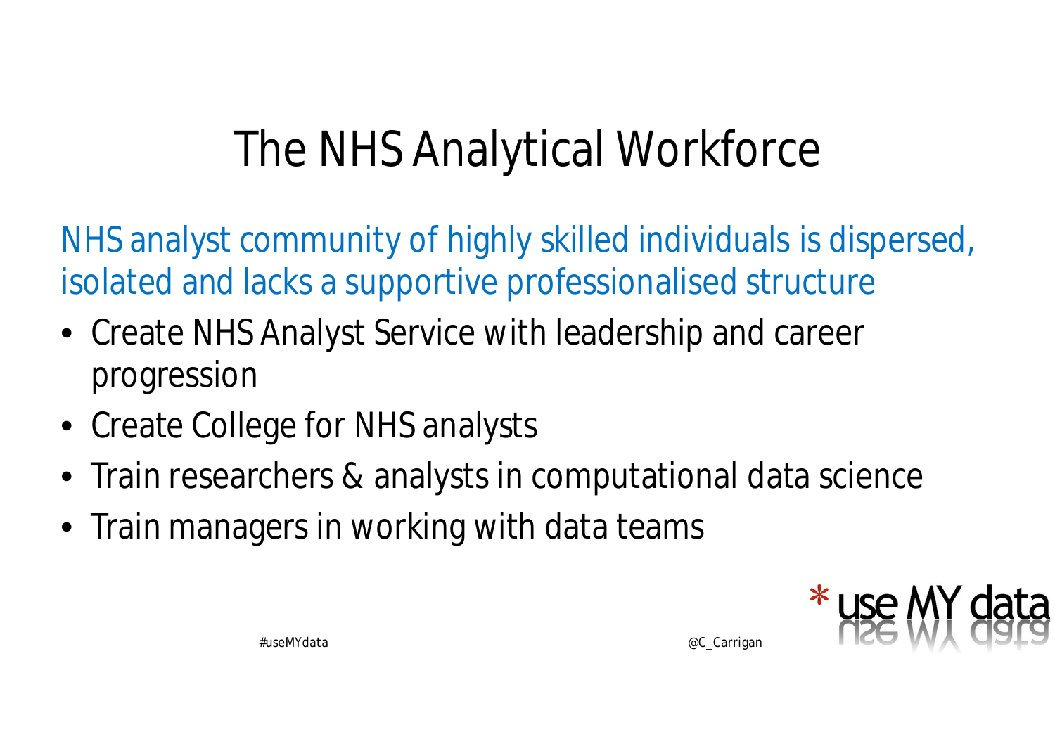# The NHS Analytical Workforce

NHS analyst community of highly skilled individuals is dispersed, isolated and lacks a supportive professionalised structure

- Create NHS Analyst Service with leadership and career progression
- Create College for NHS analysts
- Train researchers & analysts in computational data science
- Train managers in working with data teams

#useMYdata

@C_Carrigan

* use MY data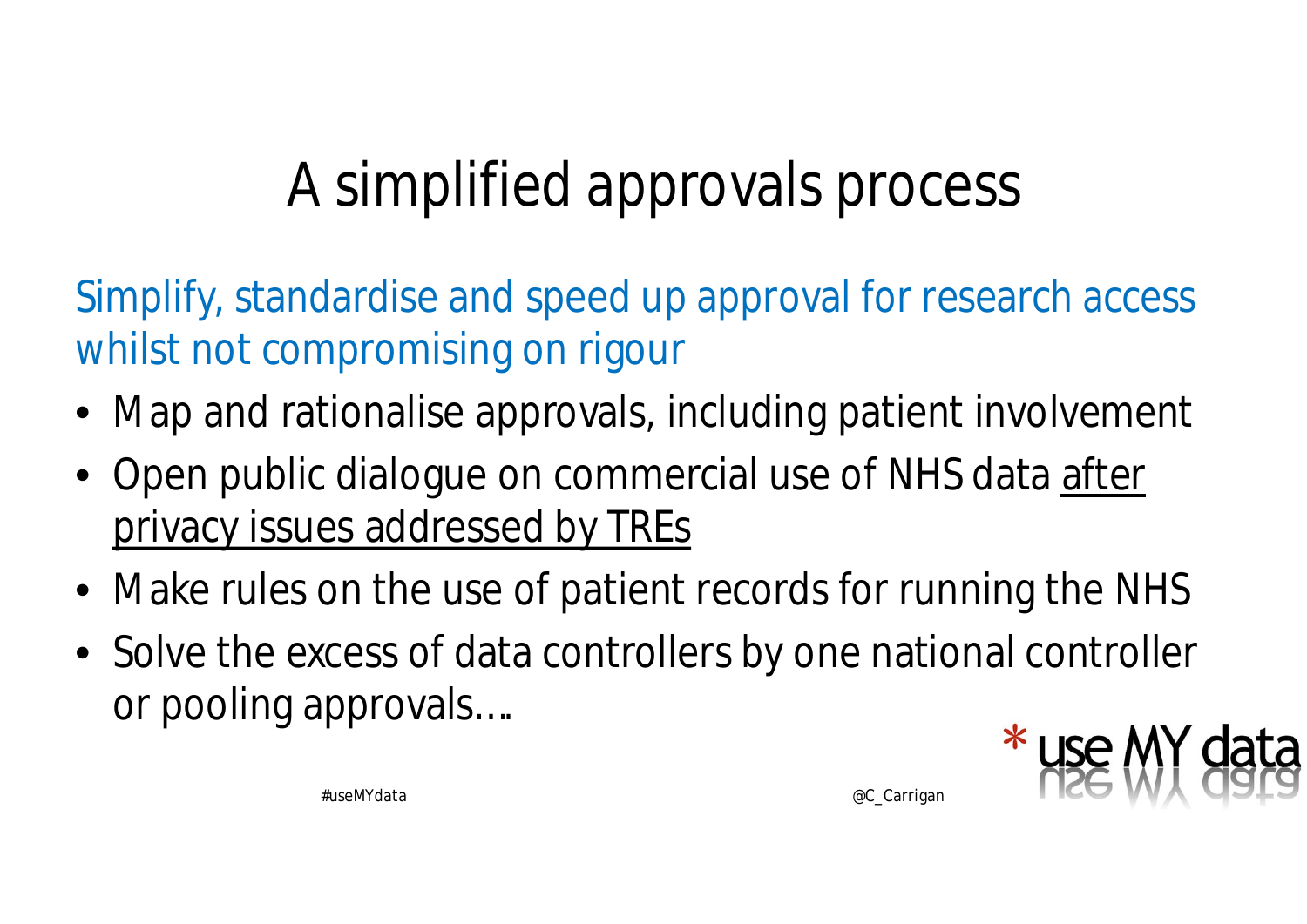# A simplified approvals process

Simplify, standardise and speed up approval for research access whilst not compromising on rigour

- Map and rationalise approvals, including patient involvement
- Open public dialogue on commercial use of NHS data <u>after privacy issues addressed by TREs</u>
- Make rules on the use of patient records for running the NHS
- Solve the excess of data controllers by one national controller or pooling approvals….

#useMYdata

@C_Carrigan

* use MY data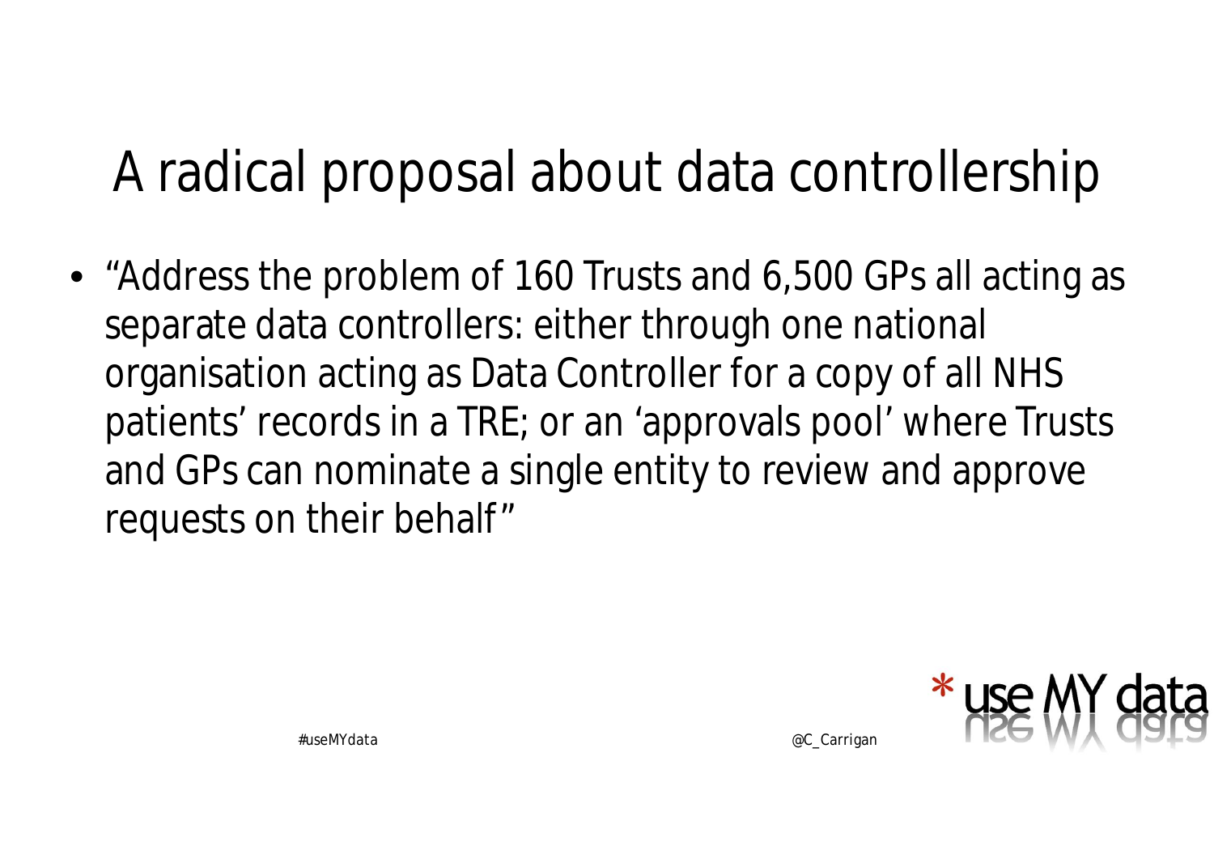# A radical proposal about data controllership

- "Address the problem of 160 Trusts and 6,500 GPs all acting as separate data controllers: either through one national organisation acting as Data Controller for a copy of all NHS patients' records in a TRE; or an 'approvals pool' where Trusts and GPs can nominate a single entity to review and approve requests on their behalf"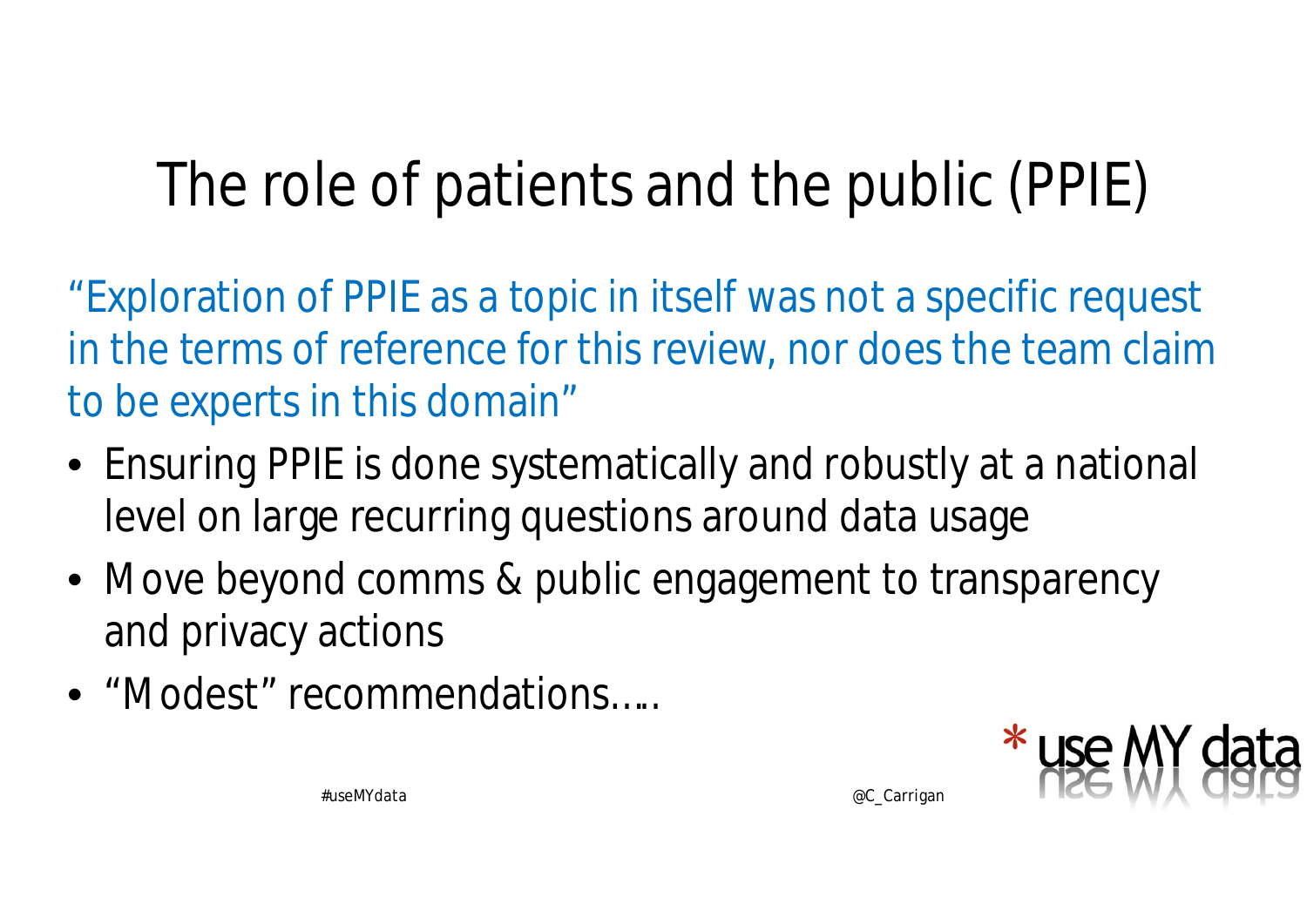# The role of patients and the public (PPIE)

"Exploration of PPIE as a topic in itself was not a specific request in the terms of reference for this review, nor does the team claim to be experts in this domain"

- Ensuring PPIE is done systematically and robustly at a national level on large recurring questions around data usage
- Move beyond comms & public engagement to transparency and privacy actions
- "Modest" recommendations…..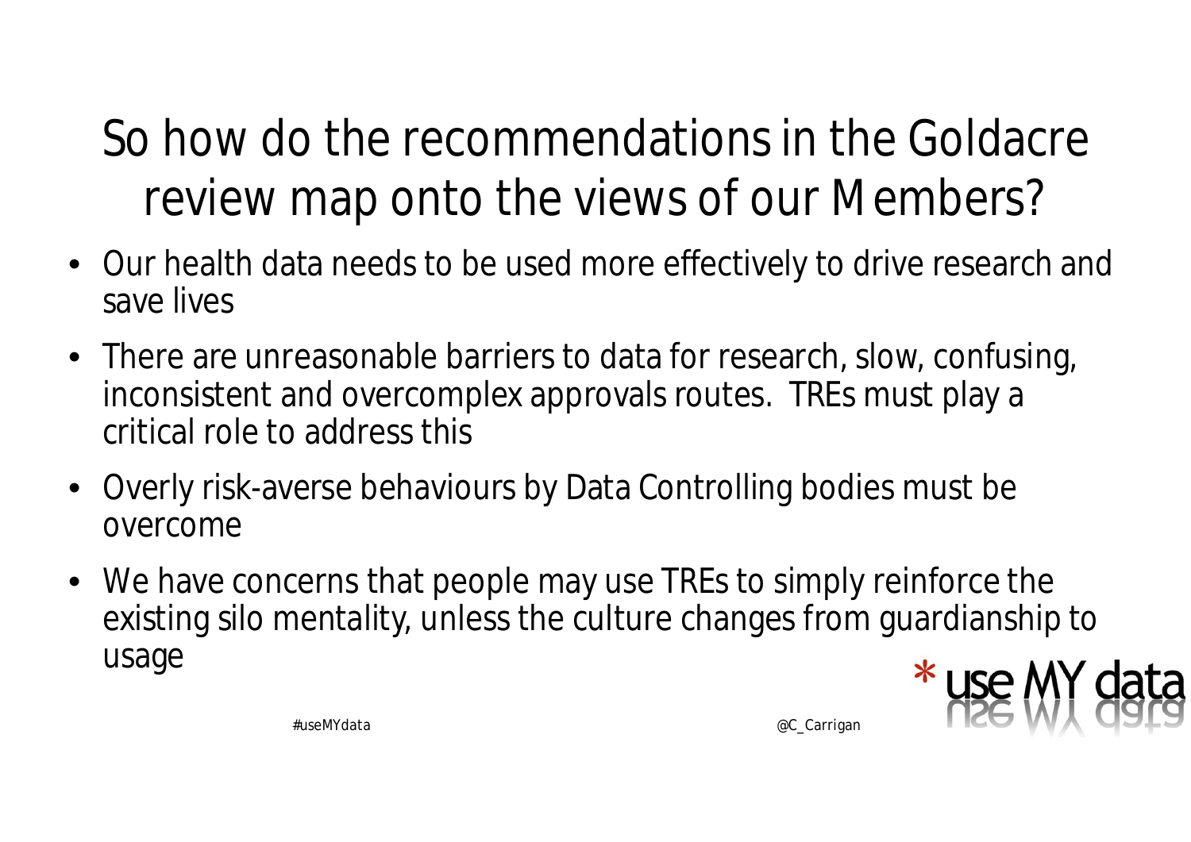# So how do the recommendations in the Goldacre review map onto the views of our Members?

- Our health data needs to be used more effectively to drive research and save lives
- There are unreasonable barriers to data for research, slow, confusing, inconsistent and overcomplex approvals routes. TREs must play a critical role to address this
- Overly risk-averse behaviours by Data Controlling bodies must be overcome
- We have concerns that people may use TREs to simply reinforce the existing silo mentality, unless the culture changes from guardianship to usage

#useMYdata

@C_Carrigan

* use MY data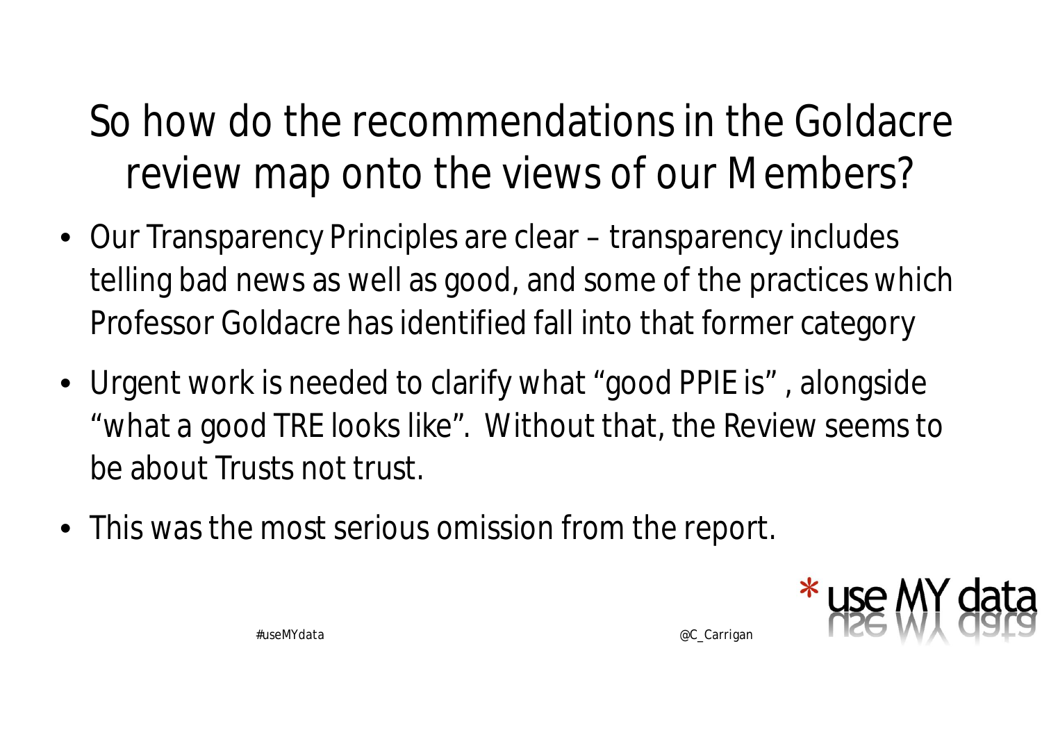# So how do the recommendations in the Goldacre review map onto the views of our Members?

- Our Transparency Principles are clear – transparency includes telling bad news as well as good, and some of the practices which Professor Goldacre has identified fall into that former category
- Urgent work is needed to clarify what "good PPIE is" , alongside "what a good TRE looks like". Without that, the Review seems to be about Trusts not trust.
- This was the most serious omission from the report.

#useMYdata @C_Carrigan

* use MY data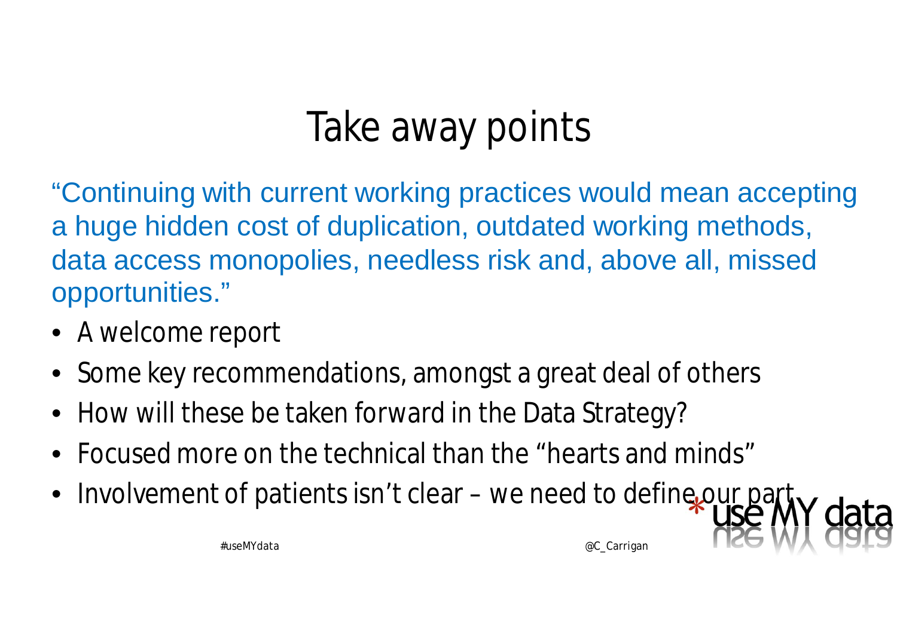# Take away points

“Continuing with current working practices would mean accepting a huge hidden cost of duplication, outdated working methods, data access monopolies, needless risk and, above all, missed opportunities.”

- A welcome report
- Some key recommendations, amongst a great deal of others
- How will these be taken forward in the Data Strategy?
- Focused more on the technical than the “hearts and minds”
- Involvement of patients isn’t clear – we need to define our part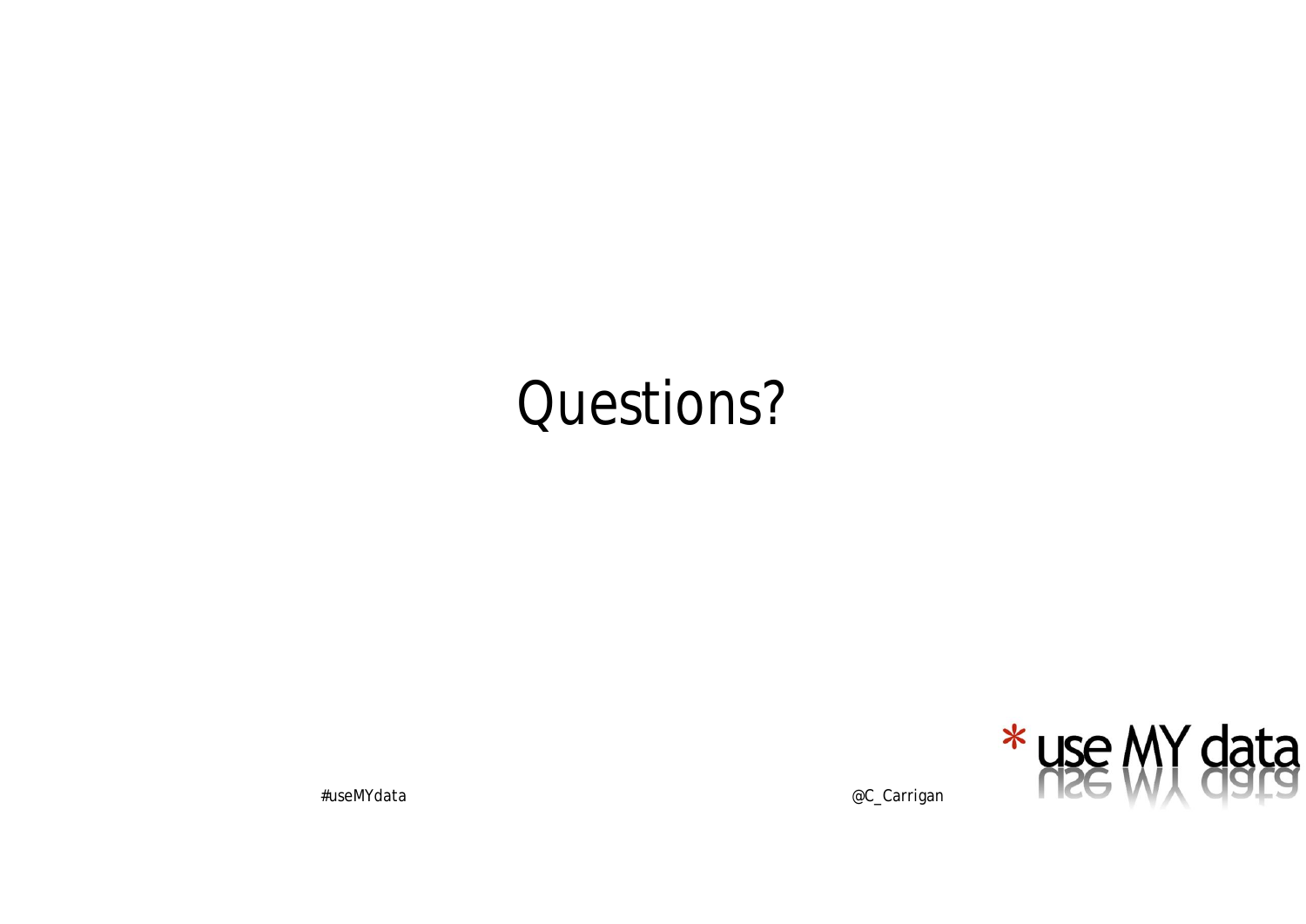# Questions?